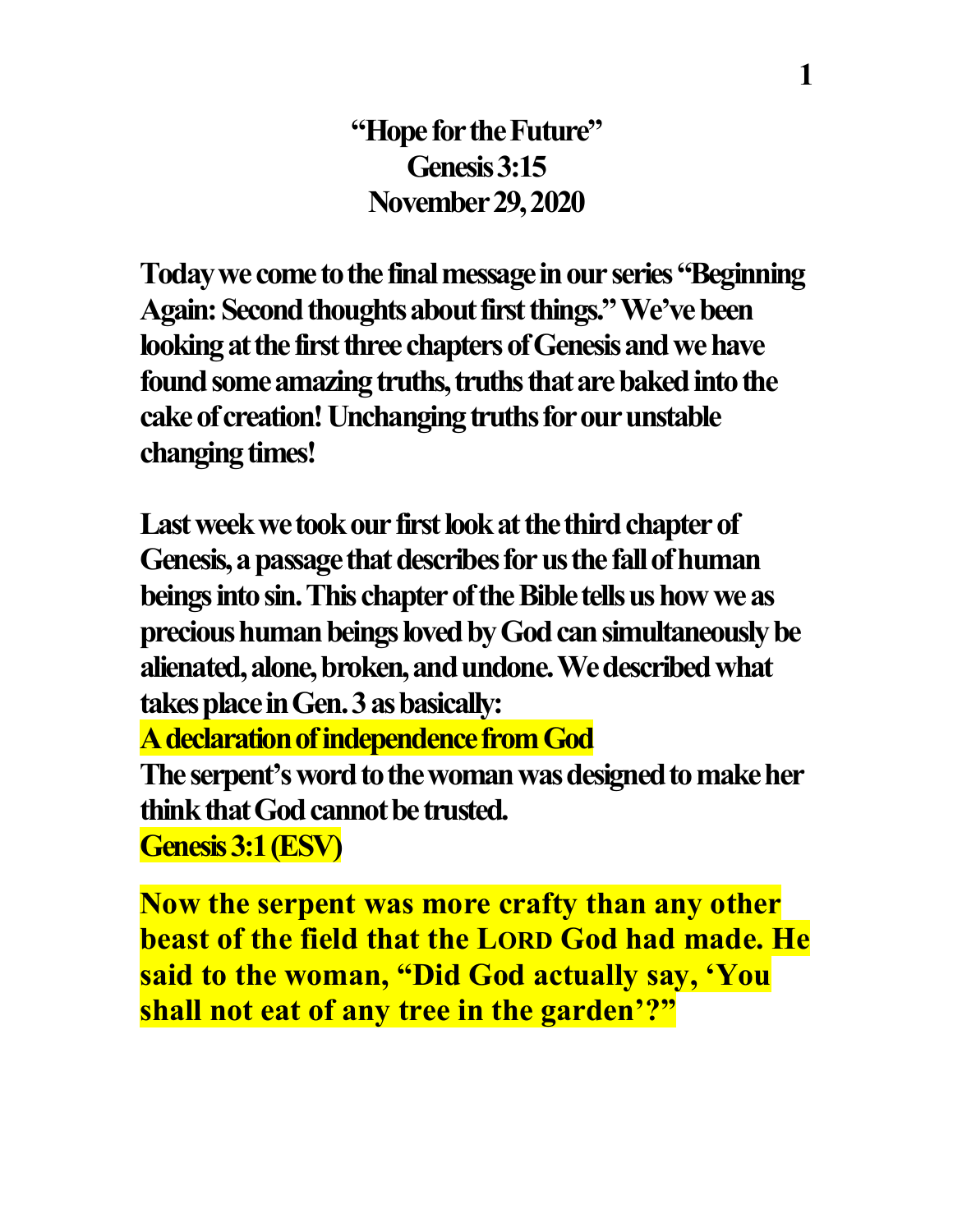# "Hope for the Future"
## Genesis 3:15
## November 29, 2020

**Today we come to the final message in our series "Beginning Again: Second thoughts about first things." We've been looking at the first three chapters of Genesis and we have found some amazing truths, truths that are baked into the cake of creation! Unchanging truths for our unstable changing times!**

**Last week we took our first look at the third chapter of Genesis, a passage that describes for us the fall of human beings into sin. This chapter of the Bible tells us how we as precious human beings loved by God can simultaneously be alienated, alone, broken, and undone. We described what takes place in Gen. 3 as basically:**

**A declaration of independence from God**

**The serpent's word to the woman was designed to make her think that God cannot be trusted.**

**Genesis 3:1 (ESV)**

**Now the serpent was more crafty than any other beast of the field that the LORD God had made. He said to the woman, "Did God actually say, 'You shall not eat of any tree in the garden'?"**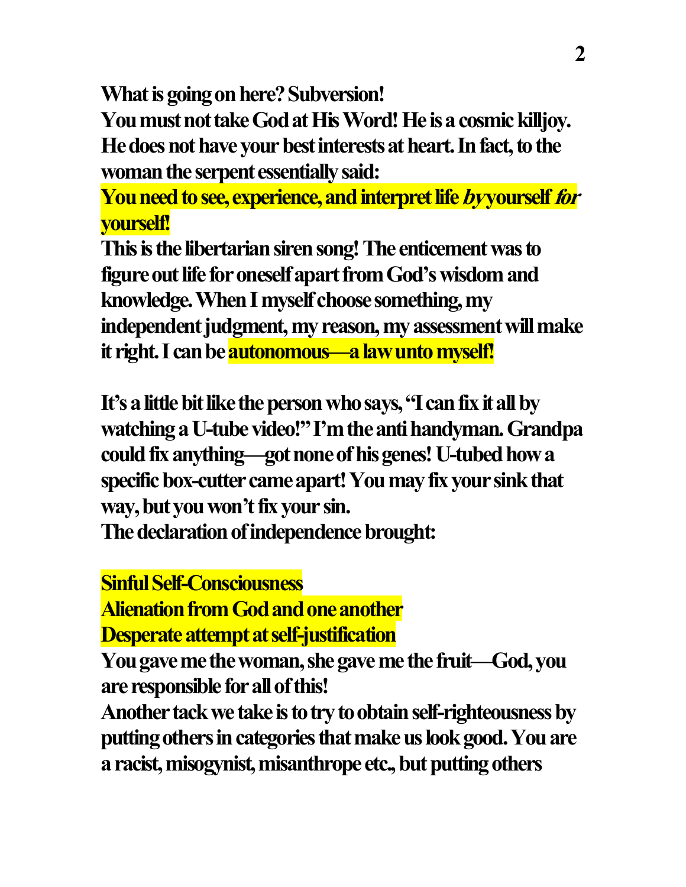**What is going on here? Subversion!**
**You must not take God at His Word! He is a cosmic killjoy. He does not have your best interests at heart. In fact, to the woman the serpent essentially said:**
**You need to see, experience, and interpret life *by* yourself *for* yourself!**
**This is the libertarian siren song! The enticement was to figure out life for oneself apart from God's wisdom and knowledge. When I myself choose something, my independent judgment, my reason, my assessment will make it right. I can be autonomous—a law unto myself!**

**It's a little bit like the person who says, "I can fix it all by watching a U-tube video!" I'm the anti handyman. Grandpa could fix anything—got none of his genes! U-tubed how a specific box-cutter came apart! You may fix your sink that way, but you won't fix your sin.**
**The declaration of independence brought:**

**Sinful Self-Consciousness**
**Alienation from God and one another**
**Desperate attempt at self-justification**
**You gave me the woman, she gave me the fruit—God, you are responsible for all of this!**
**Another tack we take is to try to obtain self-righteousness by putting others in categories that make us look good. You are a racist, misogynist, misanthrope etc., but putting others**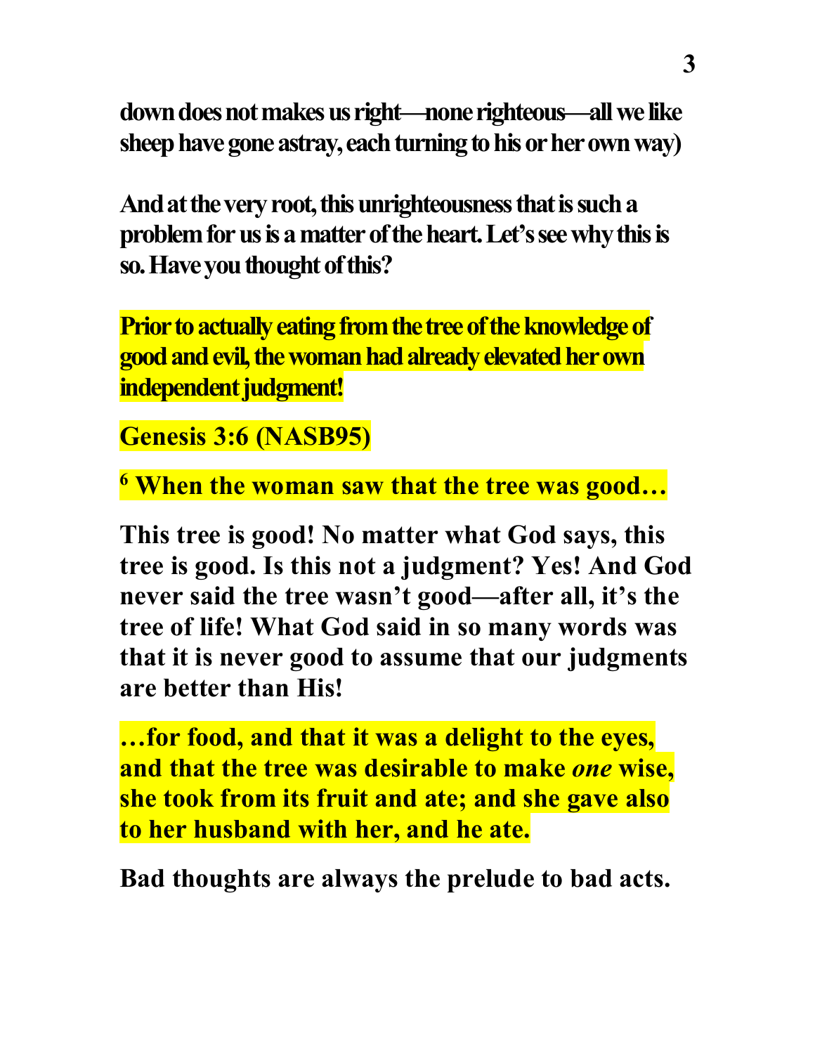**down does not makes us right—none righteous—all we like sheep have gone astray, each turning to his or her own way)**

**And at the very root, this unrighteousness that is such a problem for us is a matter of the heart. Let's see why this is so. Have you thought of this?**

**Prior to actually eating from the tree of the knowledge of good and evil, the woman had already elevated her own independent judgment!**

**Genesis 3:6 (NASB95)**

**[6] When the woman saw that the tree was good…**

**This tree is good! No matter what God says, this tree is good. Is this not a judgment? Yes! And God never said the tree wasn't good—after all, it's the tree of life! What God said in so many words was that it is never good to assume that our judgments are better than His!**

**…for food, and that it was a delight to the eyes, and that the tree was desirable to make *one* wise, she took from its fruit and ate; and she gave also to her husband with her, and he ate.**

**Bad thoughts are always the prelude to bad acts.**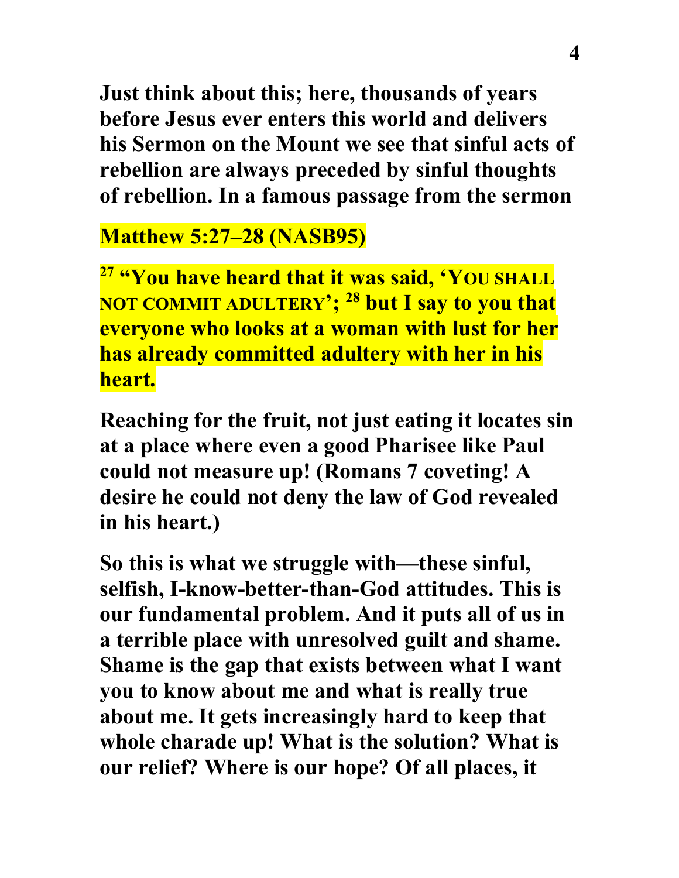**Just think about this; here, thousands of years before Jesus ever enters this world and delivers his Sermon on the Mount we see that sinful acts of rebellion are always preceded by sinful thoughts of rebellion. In a famous passage from the sermon**

**Matthew 5:27–28 (NASB95)**

**[27] "You have heard that it was said, 'YOU SHALL NOT COMMIT ADULTERY'; [28] but I say to you that everyone who looks at a woman with lust for her has already committed adultery with her in his heart.**

**Reaching for the fruit, not just eating it locates sin at a place where even a good Pharisee like Paul could not measure up! (Romans 7 coveting! A desire he could not deny the law of God revealed in his heart.)**

**So this is what we struggle with—these sinful, selfish, I-know-better-than-God attitudes. This is our fundamental problem. And it puts all of us in a terrible place with unresolved guilt and shame. Shame is the gap that exists between what I want you to know about me and what is really true about me. It gets increasingly hard to keep that whole charade up! What is the solution? What is our relief? Where is our hope? Of all places, it**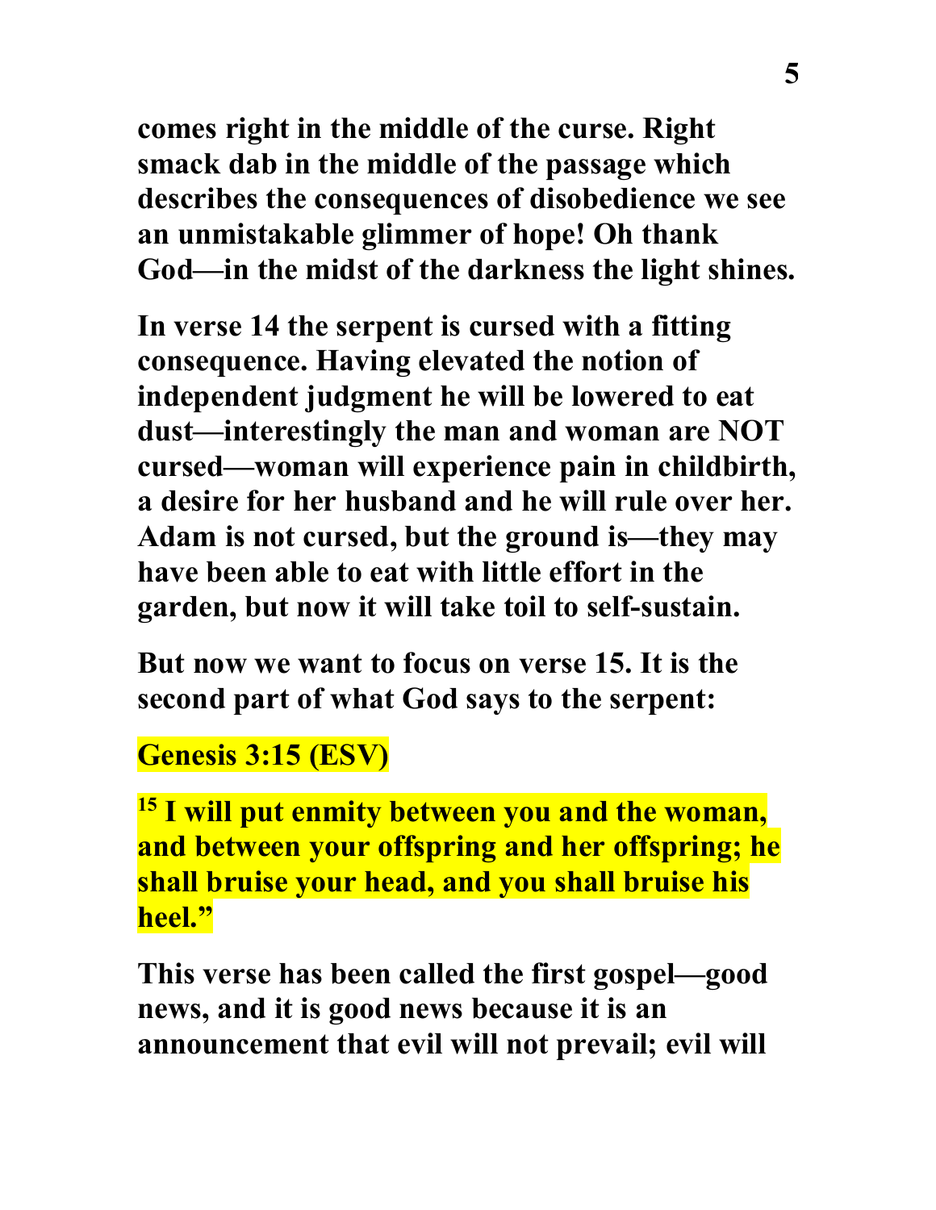**comes right in the middle of the curse. Right smack dab in the middle of the passage which describes the consequences of disobedience we see an unmistakable glimmer of hope! Oh thank God—in the midst of the darkness the light shines.**

**In verse 14 the serpent is cursed with a fitting consequence. Having elevated the notion of independent judgment he will be lowered to eat dust—interestingly the man and woman are NOT cursed—woman will experience pain in childbirth, a desire for her husband and he will rule over her. Adam is not cursed, but the ground is—they may have been able to eat with little effort in the garden, but now it will take toil to self-sustain.**

**But now we want to focus on verse 15. It is the second part of what God says to the serpent:**

**Genesis 3:15 (ESV)**

**[15] I will put enmity between you and the woman, and between your offspring and her offspring; he shall bruise your head, and you shall bruise his heel."**

**This verse has been called the first gospel—good news, and it is good news because it is an announcement that evil will not prevail; evil will**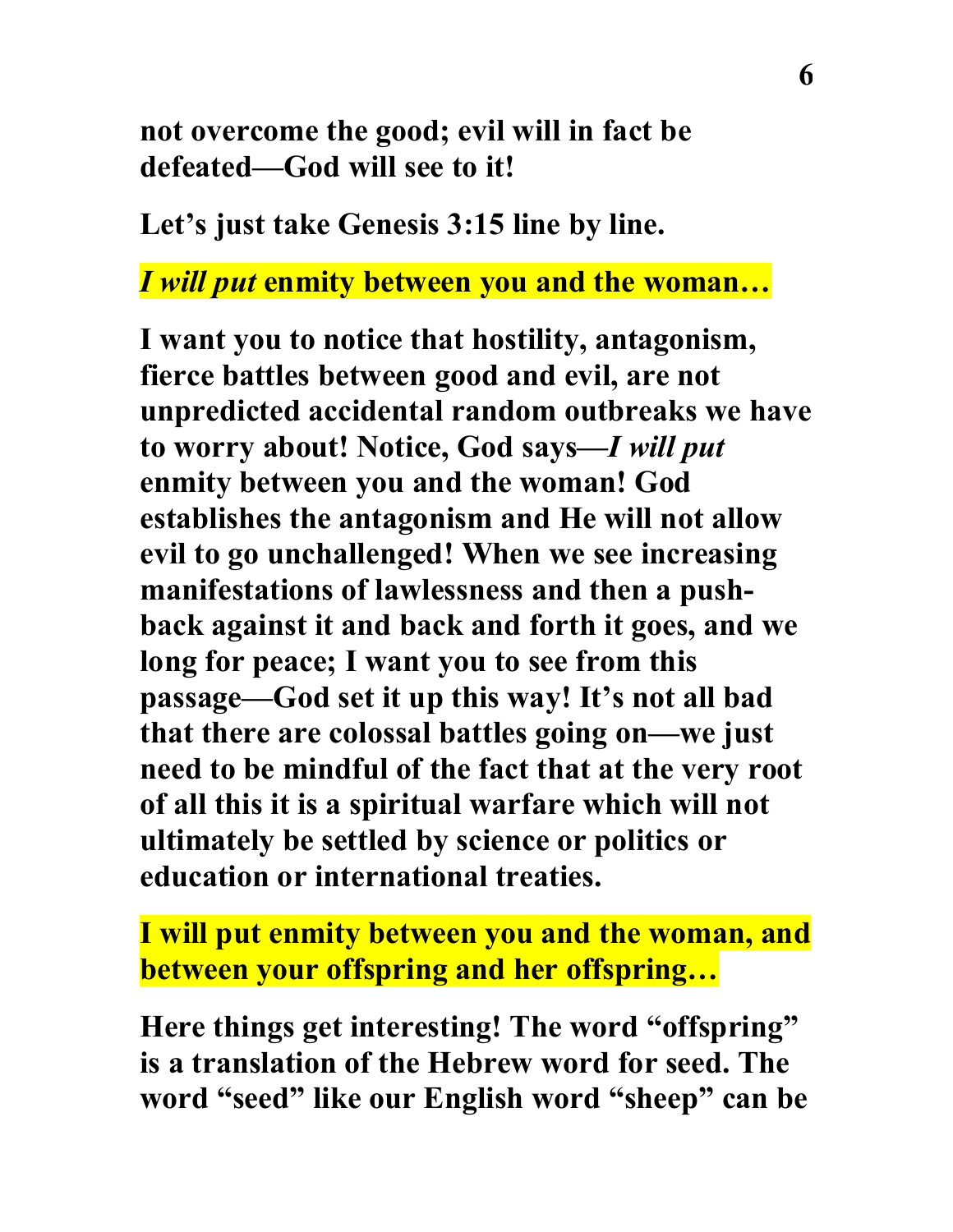**not overcome the good; evil will in fact be defeated—God will see to it!**

**Let's just take Genesis 3:15 line by line.**

***I will put* enmity between you and the woman…**

**I want you to notice that hostility, antagonism, fierce battles between good and evil, are not unpredicted accidental random outbreaks we have to worry about! Notice, God says—*I will put* enmity between you and the woman! God establishes the antagonism and He will not allow evil to go unchallenged! When we see increasing manifestations of lawlessness and then a push-back against it and back and forth it goes, and we long for peace; I want you to see from this passage—God set it up this way! It's not all bad that there are colossal battles going on—we just need to be mindful of the fact that at the very root of all this it is a spiritual warfare which will not ultimately be settled by science or politics or education or international treaties.**

**I will put enmity between you and the woman, and between your offspring and her offspring…**

**Here things get interesting! The word "offspring" is a translation of the Hebrew word for seed. The word "seed" like our English word "sheep" can be**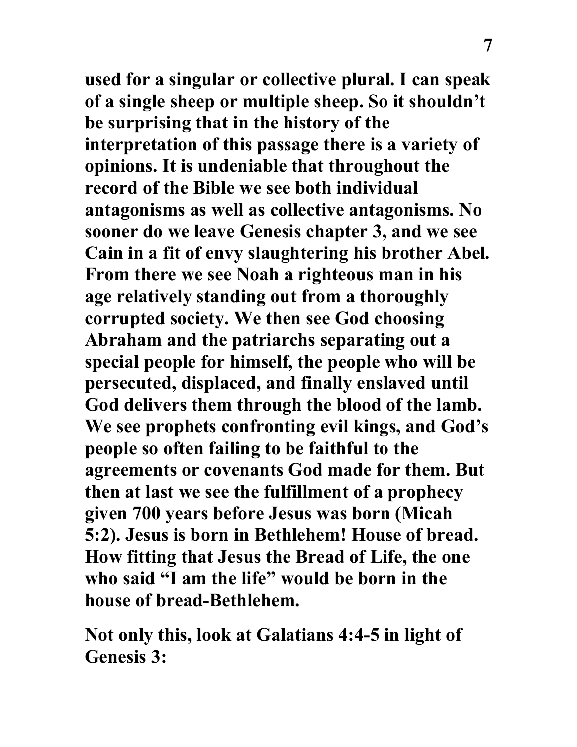**used for a singular or collective plural. I can speak of a single sheep or multiple sheep. So it shouldn't be surprising that in the history of the interpretation of this passage there is a variety of opinions. It is undeniable that throughout the record of the Bible we see both individual antagonisms as well as collective antagonisms. No sooner do we leave Genesis chapter 3, and we see Cain in a fit of envy slaughtering his brother Abel. From there we see Noah a righteous man in his age relatively standing out from a thoroughly corrupted society. We then see God choosing Abraham and the patriarchs separating out a special people for himself, the people who will be persecuted, displaced, and finally enslaved until God delivers them through the blood of the lamb. We see prophets confronting evil kings, and God's people so often failing to be faithful to the agreements or covenants God made for them. But then at last we see the fulfillment of a prophecy given 700 years before Jesus was born (Micah 5:2). Jesus is born in Bethlehem! House of bread. How fitting that Jesus the Bread of Life, the one who said "I am the life" would be born in the house of bread-Bethlehem.**

**Not only this, look at Galatians 4:4-5 in light of Genesis 3:**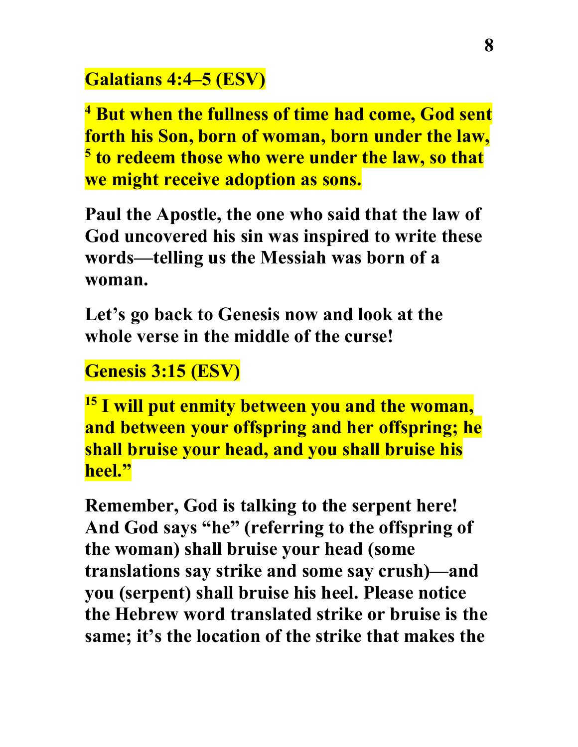**Galatians 4:4–5 (ESV)**

**[4] But when the fullness of time had come, God sent forth his Son, born of woman, born under the law, [5] to redeem those who were under the law, so that we might receive adoption as sons.**

**Paul the Apostle, the one who said that the law of God uncovered his sin was inspired to write these words—telling us the Messiah was born of a woman.**

**Let's go back to Genesis now and look at the whole verse in the middle of the curse!**

**Genesis 3:15 (ESV)**

**[15] I will put enmity between you and the woman, and between your offspring and her offspring; he shall bruise your head, and you shall bruise his heel."**

**Remember, God is talking to the serpent here! And God says "he" (referring to the offspring of the woman) shall bruise your head (some translations say strike and some say crush)—and you (serpent) shall bruise his heel. Please notice the Hebrew word translated strike or bruise is the same; it's the location of the strike that makes the**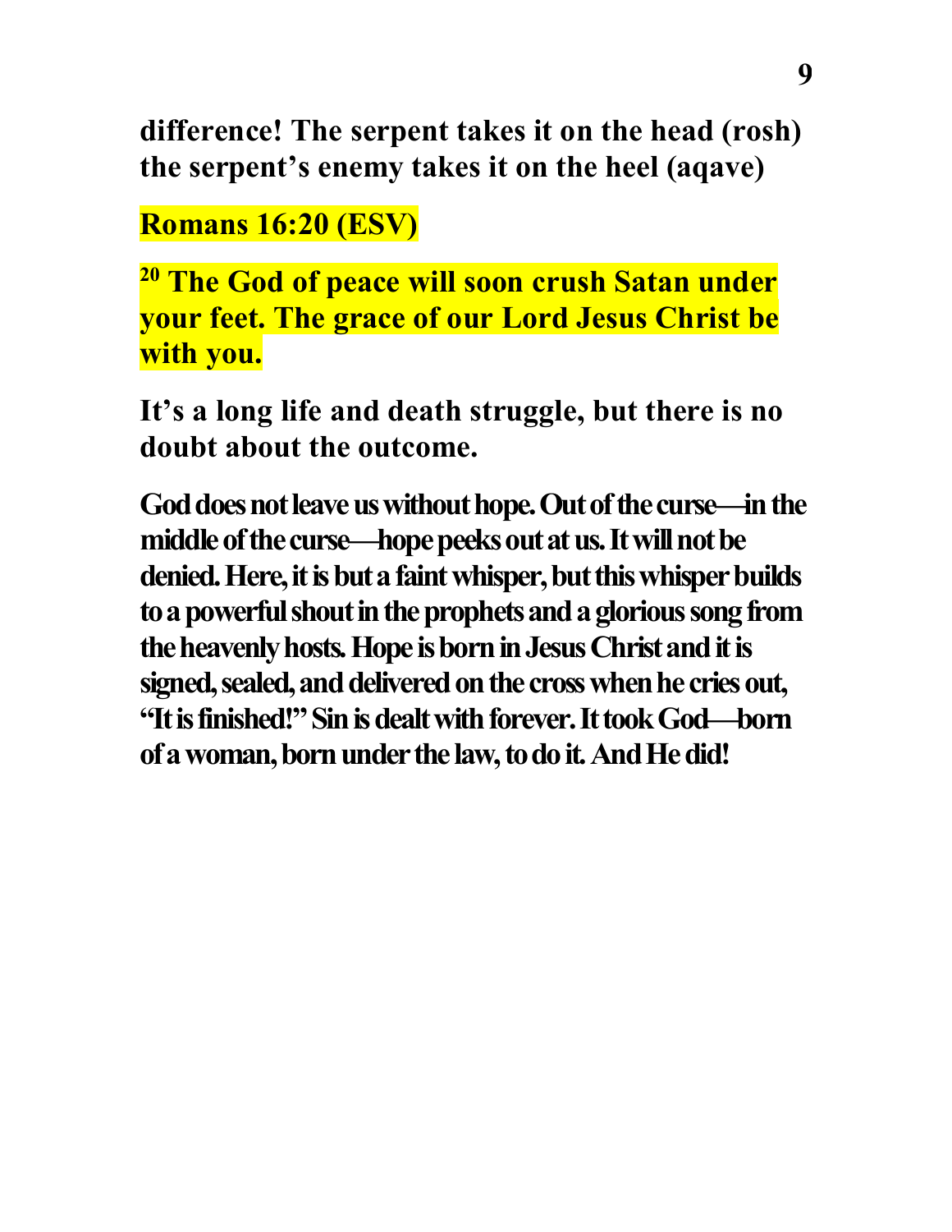**difference! The serpent takes it on the head (rosh) the serpent's enemy takes it on the heel (aqave)**

**Romans 16:20 (ESV)**

**[20] The God of peace will soon crush Satan under your feet. The grace of our Lord Jesus Christ be with you.**

**It's a long life and death struggle, but there is no doubt about the outcome.**

**God does not leave us without hope. Out of the curse—in the middle of the curse—hope peeks out at us. It will not be denied. Here, it is but a faint whisper, but this whisper builds to a powerful shout in the prophets and a glorious song from the heavenly hosts. Hope is born in Jesus Christ and it is signed, sealed, and delivered on the cross when he cries out, "It is finished!" Sin is dealt with forever. It took God—born of a woman, born under the law, to do it. And He did!**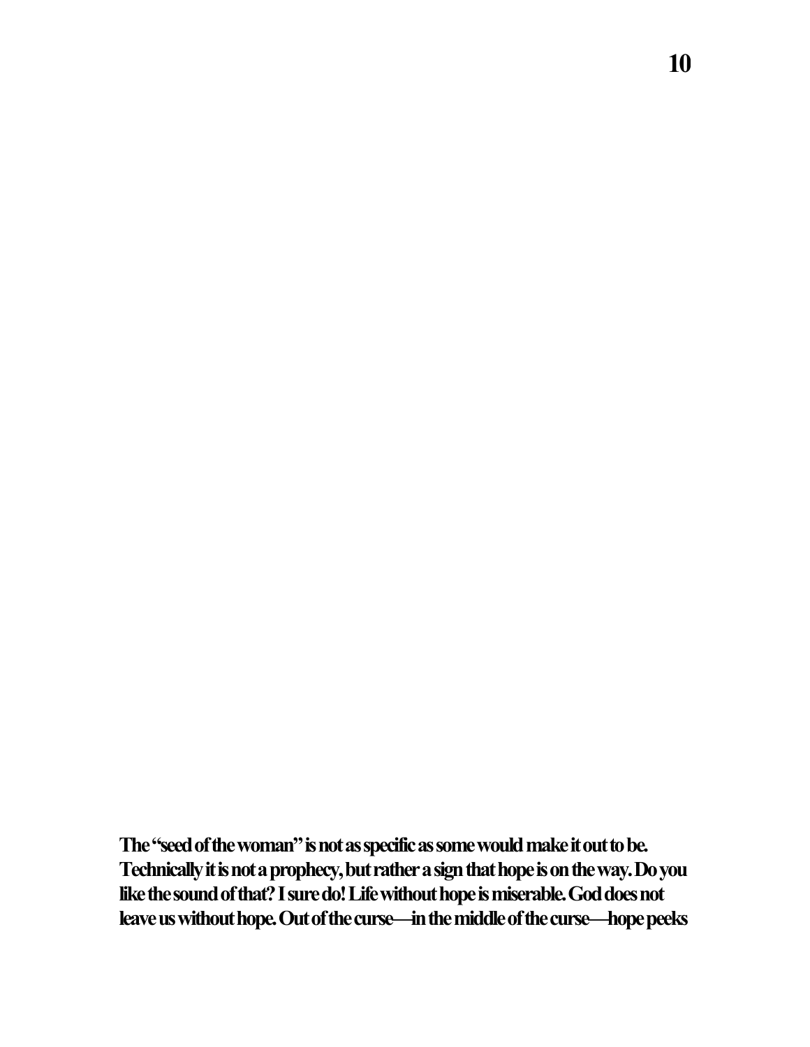**The "seed of the woman" is not as specific as some would make it out to be. Technically it is not a prophecy, but rather a sign that hope is on the way. Do you like the sound of that? I sure do! Life without hope is miserable. God does not leave us without hope. Out of the curse—in the middle of the curse—hope peeks**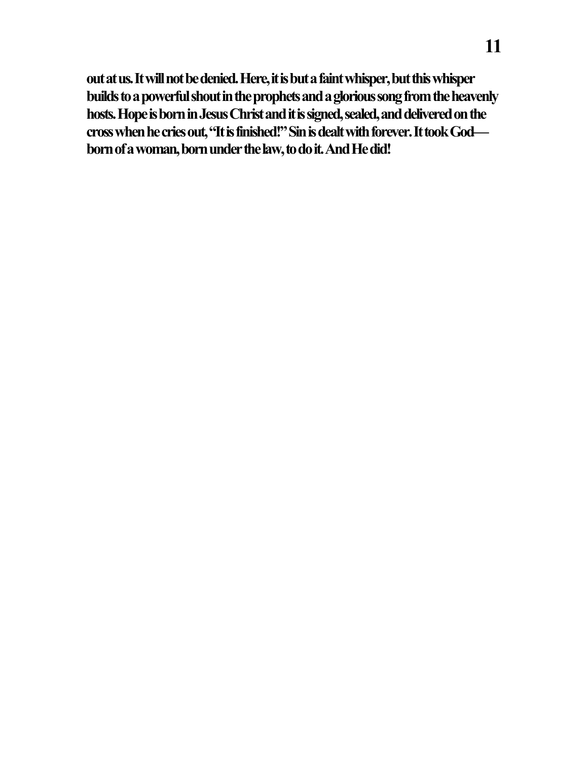**out at us. It will not be denied. Here, it is but a faint whisper, but this whisper builds to a powerful shout in the prophets and a glorious song from the heavenly hosts. Hope is born in Jesus Christ and it is signed, sealed, and delivered on the cross when he cries out, "It is finished!" Sin is dealt with forever. It took God—born of a woman, born under the law, to do it. And He did!**